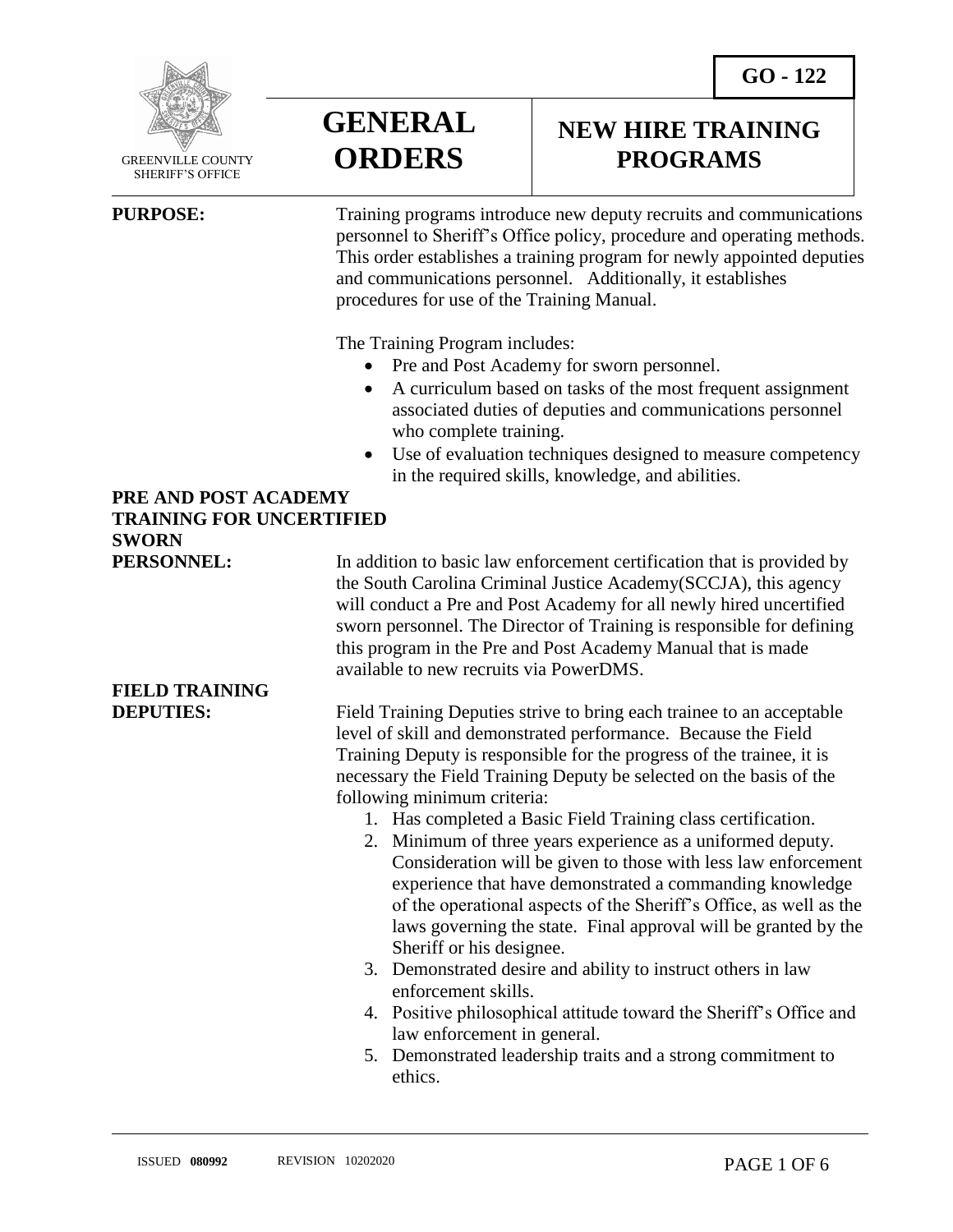**GO - 122**

GREENVILLE COUNTY SHERIFF'S OFFICE

# GENERAL ORDERS

# NEW HIRE TRAINING PROGRAMS

**PURPOSE:**

Training programs introduce new deputy recruits and communications personnel to Sheriff's Office policy, procedure and operating methods. This order establishes a training program for newly appointed deputies and communications personnel. Additionally, it establishes procedures for use of the Training Manual.

The Training Program includes:

- Pre and Post Academy for sworn personnel.
- A curriculum based on tasks of the most frequent assignment associated duties of deputies and communications personnel who complete training.
- Use of evaluation techniques designed to measure competency in the required skills, knowledge, and abilities.

**PRE AND POST ACADEMY TRAINING FOR UNCERTIFIED SWORN PERSONNEL:**

In addition to basic law enforcement certification that is provided by the South Carolina Criminal Justice Academy(SCCJA), this agency will conduct a Pre and Post Academy for all newly hired uncertified sworn personnel. The Director of Training is responsible for defining this program in the Pre and Post Academy Manual that is made available to new recruits via PowerDMS.

**FIELD TRAINING DEPUTIES:**

Field Training Deputies strive to bring each trainee to an acceptable level of skill and demonstrated performance. Because the Field Training Deputy is responsible for the progress of the trainee, it is necessary the Field Training Deputy be selected on the basis of the following minimum criteria:

1. Has completed a Basic Field Training class certification.
2. Minimum of three years experience as a uniformed deputy. Consideration will be given to those with less law enforcement experience that have demonstrated a commanding knowledge of the operational aspects of the Sheriff's Office, as well as the laws governing the state. Final approval will be granted by the Sheriff or his designee.
3. Demonstrated desire and ability to instruct others in law enforcement skills.
4. Positive philosophical attitude toward the Sheriff's Office and law enforcement in general.
5. Demonstrated leadership traits and a strong commitment to ethics.

ISSUED **080992** REVISION 10202020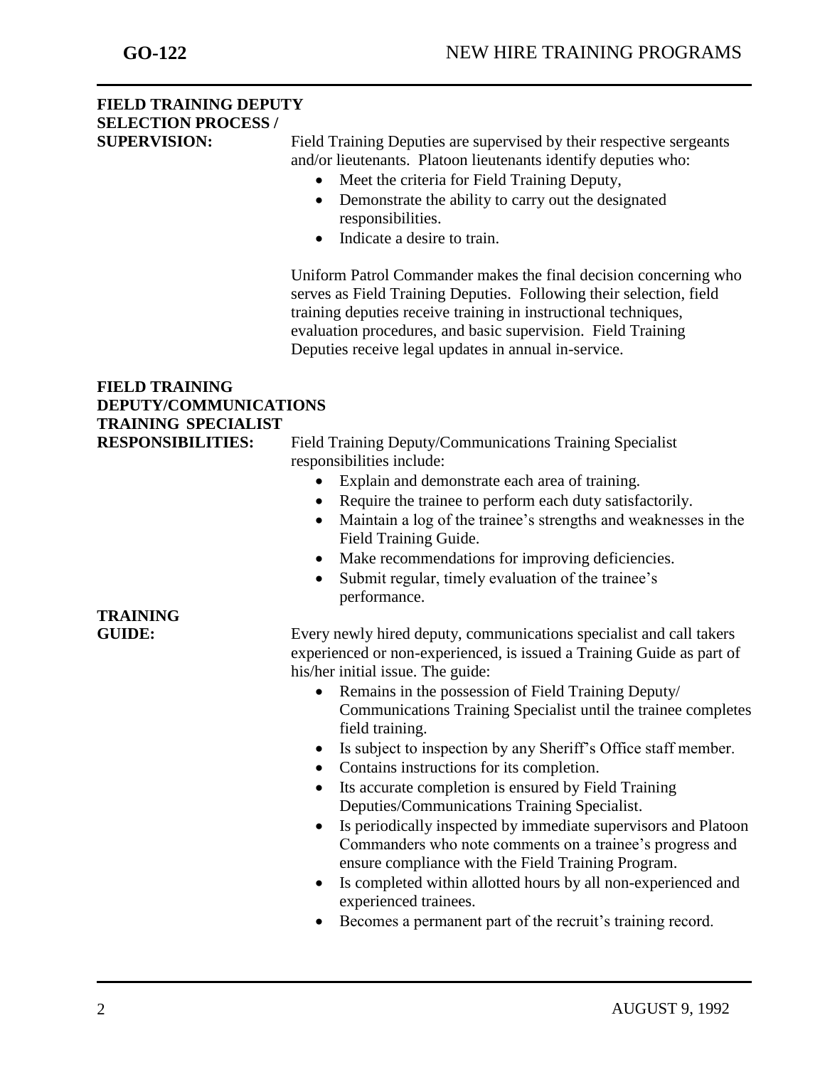**FIELD TRAINING DEPUTY SELECTION PROCESS / SUPERVISION:**

Field Training Deputies are supervised by their respective sergeants and/or lieutenants. Platoon lieutenants identify deputies who:

- Meet the criteria for Field Training Deputy,
- Demonstrate the ability to carry out the designated responsibilities.
- Indicate a desire to train.

Uniform Patrol Commander makes the final decision concerning who serves as Field Training Deputies. Following their selection, field training deputies receive training in instructional techniques, evaluation procedures, and basic supervision. Field Training Deputies receive legal updates in annual in-service.

**FIELD TRAINING DEPUTY/COMMUNICATIONS TRAINING SPECIALIST RESPONSIBILITIES:**

Field Training Deputy/Communications Training Specialist responsibilities include:

- Explain and demonstrate each area of training.
- Require the trainee to perform each duty satisfactorily.
- Maintain a log of the trainee's strengths and weaknesses in the Field Training Guide.
- Make recommendations for improving deficiencies.
- Submit regular, timely evaluation of the trainee's performance.

**TRAINING GUIDE:**

Every newly hired deputy, communications specialist and call takers experienced or non-experienced, is issued a Training Guide as part of his/her initial issue. The guide:

- Remains in the possession of Field Training Deputy/ Communications Training Specialist until the trainee completes field training.
- Is subject to inspection by any Sheriff's Office staff member.
- Contains instructions for its completion.
- Its accurate completion is ensured by Field Training Deputies/Communications Training Specialist.
- Is periodically inspected by immediate supervisors and Platoon Commanders who note comments on a trainee's progress and ensure compliance with the Field Training Program.
- Is completed within allotted hours by all non-experienced and experienced trainees.
- Becomes a permanent part of the recruit's training record.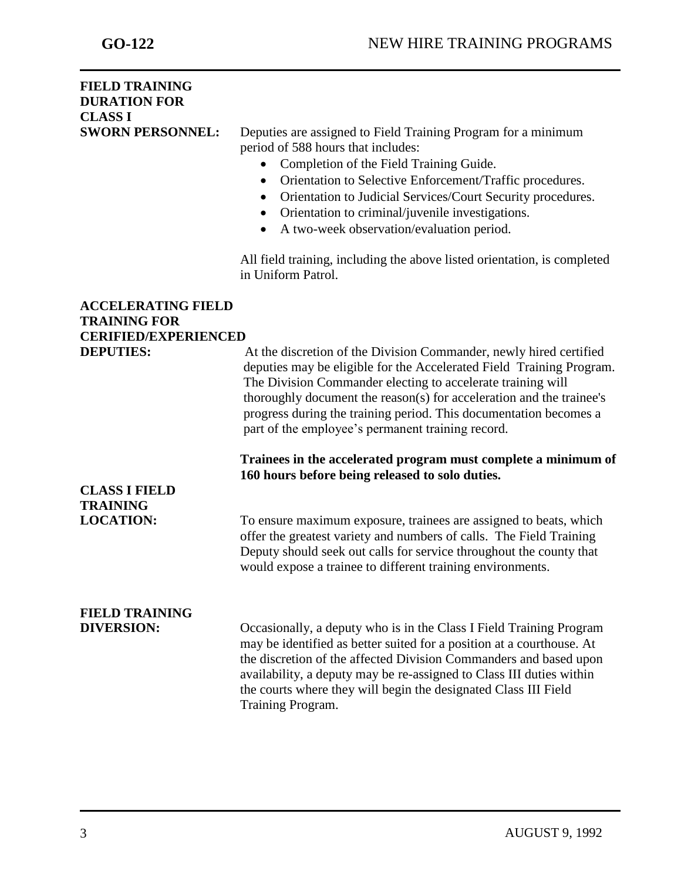**FIELD TRAINING DURATION FOR CLASS I SWORN PERSONNEL:**

Deputies are assigned to Field Training Program for a minimum period of 588 hours that includes:

- Completion of the Field Training Guide.
- Orientation to Selective Enforcement/Traffic procedures.
- Orientation to Judicial Services/Court Security procedures.
- Orientation to criminal/juvenile investigations.
- A two-week observation/evaluation period.

All field training, including the above listed orientation, is completed in Uniform Patrol.

**ACCELERATING FIELD TRAINING FOR CERIFIED/EXPERIENCED DEPUTIES:**

At the discretion of the Division Commander, newly hired certified deputies may be eligible for the Accelerated Field Training Program. The Division Commander electing to accelerate training will thoroughly document the reason(s) for acceleration and the trainee's progress during the training period. This documentation becomes a part of the employee's permanent training record.

**Trainees in the accelerated program must complete a minimum of 160 hours before being released to solo duties.**

**CLASS I FIELD TRAINING LOCATION:**

To ensure maximum exposure, trainees are assigned to beats, which offer the greatest variety and numbers of calls. The Field Training Deputy should seek out calls for service throughout the county that would expose a trainee to different training environments.

**FIELD TRAINING DIVERSION:**

Occasionally, a deputy who is in the Class I Field Training Program may be identified as better suited for a position at a courthouse. At the discretion of the affected Division Commanders and based upon availability, a deputy may be re-assigned to Class III duties within the courts where they will begin the designated Class III Field Training Program.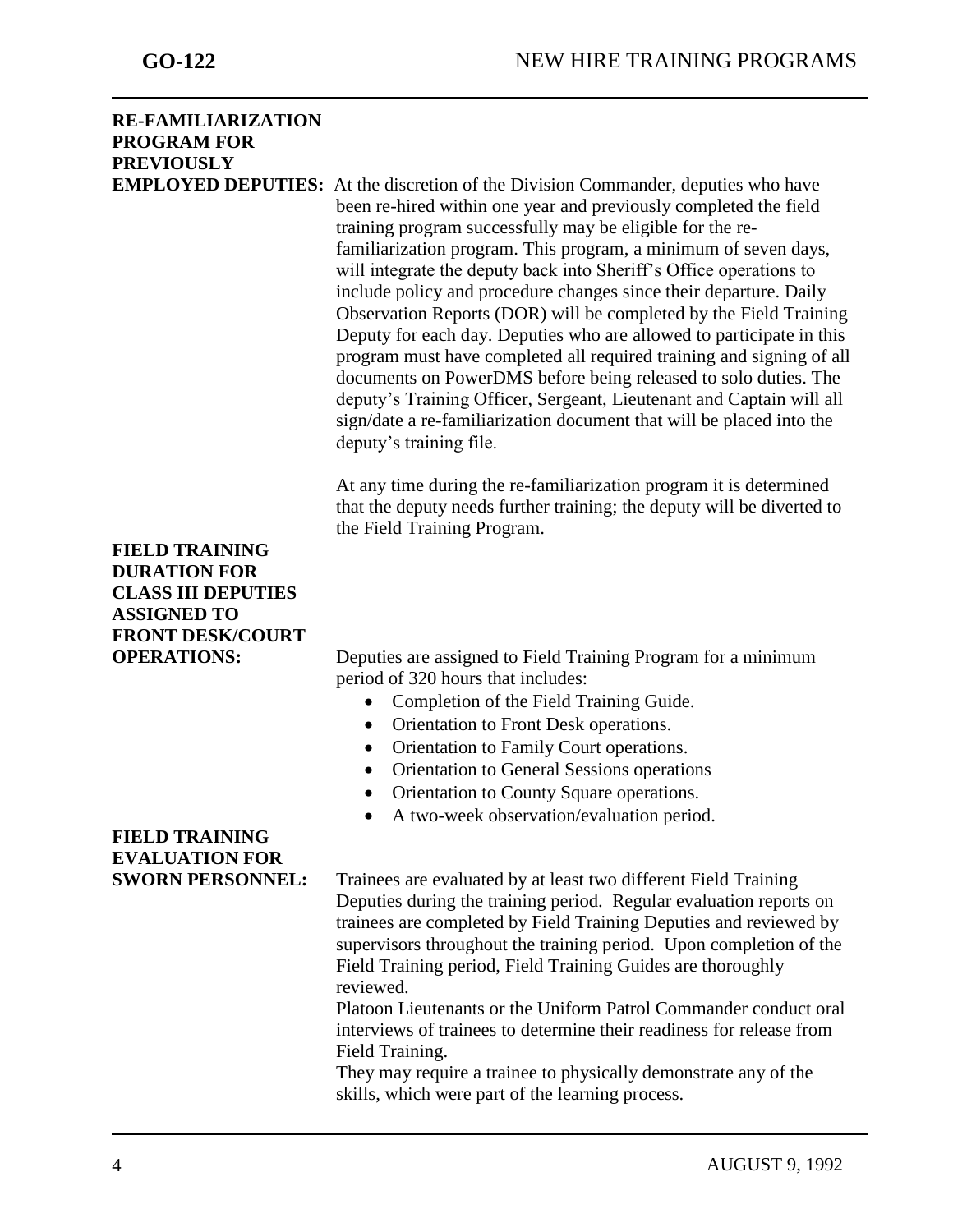**RE-FAMILIARIZATION PROGRAM FOR PREVIOUSLY EMPLOYED DEPUTIES:** At the discretion of the Division Commander, deputies who have been re-hired within one year and previously completed the field training program successfully may be eligible for the re-familiarization program. This program, a minimum of seven days, will integrate the deputy back into Sheriff's Office operations to include policy and procedure changes since their departure. Daily Observation Reports (DOR) will be completed by the Field Training Deputy for each day. Deputies who are allowed to participate in this program must have completed all required training and signing of all documents on PowerDMS before being released to solo duties. The deputy's Training Officer, Sergeant, Lieutenant and Captain will all sign/date a re-familiarization document that will be placed into the deputy's training file.

At any time during the re-familiarization program it is determined that the deputy needs further training; the deputy will be diverted to the Field Training Program.

**FIELD TRAINING DURATION FOR CLASS III DEPUTIES ASSIGNED TO FRONT DESK/COURT OPERATIONS:** Deputies are assigned to Field Training Program for a minimum period of 320 hours that includes:

- Completion of the Field Training Guide.
- Orientation to Front Desk operations.
- Orientation to Family Court operations.
- Orientation to General Sessions operations
- Orientation to County Square operations.
- A two-week observation/evaluation period.

**FIELD TRAINING EVALUATION FOR SWORN PERSONNEL:** Trainees are evaluated by at least two different Field Training Deputies during the training period. Regular evaluation reports on trainees are completed by Field Training Deputies and reviewed by supervisors throughout the training period. Upon completion of the Field Training period, Field Training Guides are thoroughly reviewed.

Platoon Lieutenants or the Uniform Patrol Commander conduct oral interviews of trainees to determine their readiness for release from Field Training.

They may require a trainee to physically demonstrate any of the skills, which were part of the learning process.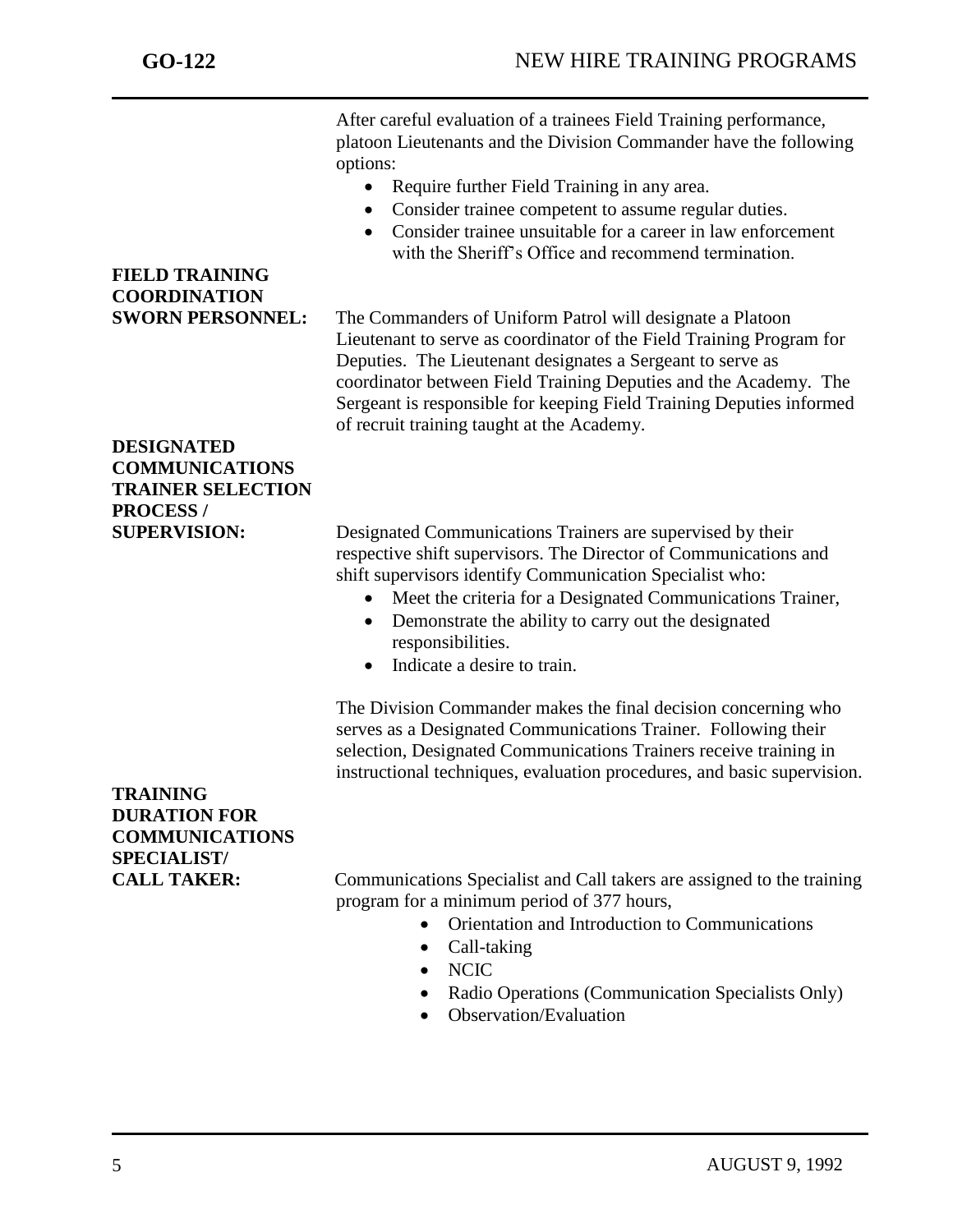After careful evaluation of a trainees Field Training performance, platoon Lieutenants and the Division Commander have the following options:

- Require further Field Training in any area.
- Consider trainee competent to assume regular duties.
- Consider trainee unsuitable for a career in law enforcement with the Sheriff's Office and recommend termination.

**FIELD TRAINING COORDINATION SWORN PERSONNEL:**

The Commanders of Uniform Patrol will designate a Platoon Lieutenant to serve as coordinator of the Field Training Program for Deputies. The Lieutenant designates a Sergeant to serve as coordinator between Field Training Deputies and the Academy. The Sergeant is responsible for keeping Field Training Deputies informed of recruit training taught at the Academy.

**DESIGNATED COMMUNICATIONS TRAINER SELECTION PROCESS / SUPERVISION:**

Designated Communications Trainers are supervised by their respective shift supervisors. The Director of Communications and shift supervisors identify Communication Specialist who:

- Meet the criteria for a Designated Communications Trainer,
- Demonstrate the ability to carry out the designated responsibilities.
- Indicate a desire to train.

The Division Commander makes the final decision concerning who serves as a Designated Communications Trainer. Following their selection, Designated Communications Trainers receive training in instructional techniques, evaluation procedures, and basic supervision.

**TRAINING DURATION FOR COMMUNICATIONS SPECIALIST/ CALL TAKER:**

Communications Specialist and Call takers are assigned to the training program for a minimum period of 377 hours,

- Orientation and Introduction to Communications
- Call-taking
- NCIC
- Radio Operations (Communication Specialists Only)
- Observation/Evaluation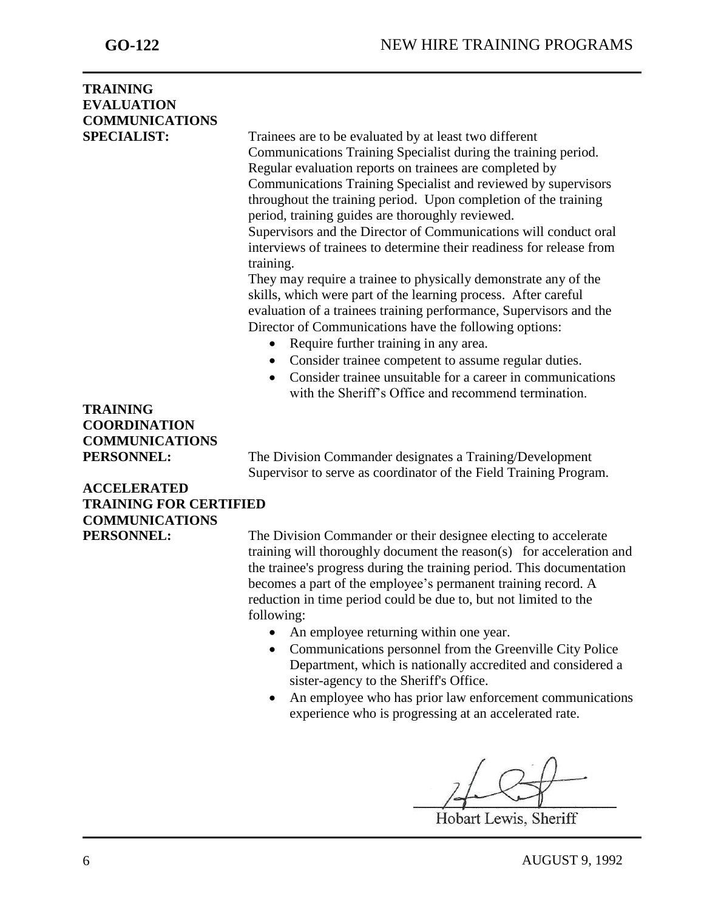**TRAINING EVALUATION COMMUNICATIONS SPECIALIST:**

Trainees are to be evaluated by at least two different Communications Training Specialist during the training period. Regular evaluation reports on trainees are completed by Communications Training Specialist and reviewed by supervisors throughout the training period. Upon completion of the training period, training guides are thoroughly reviewed.

Supervisors and the Director of Communications will conduct oral interviews of trainees to determine their readiness for release from training.

They may require a trainee to physically demonstrate any of the skills, which were part of the learning process. After careful evaluation of a trainees training performance, Supervisors and the Director of Communications have the following options:

- Require further training in any area.
- Consider trainee competent to assume regular duties.
- Consider trainee unsuitable for a career in communications with the Sheriff's Office and recommend termination.

**TRAINING COORDINATION COMMUNICATIONS PERSONNEL:**

The Division Commander designates a Training/Development Supervisor to serve as coordinator of the Field Training Program.

**ACCELERATED TRAINING FOR CERTIFIED COMMUNICATIONS PERSONNEL:**

The Division Commander or their designee electing to accelerate training will thoroughly document the reason(s) for acceleration and the trainee's progress during the training period. This documentation becomes a part of the employee's permanent training record. A reduction in time period could be due to, but not limited to the following:

- An employee returning within one year.
- Communications personnel from the Greenville City Police Department, which is nationally accredited and considered a sister-agency to the Sheriff's Office.
- An employee who has prior law enforcement communications experience who is progressing at an accelerated rate.

Hobart Lewis, Sheriff